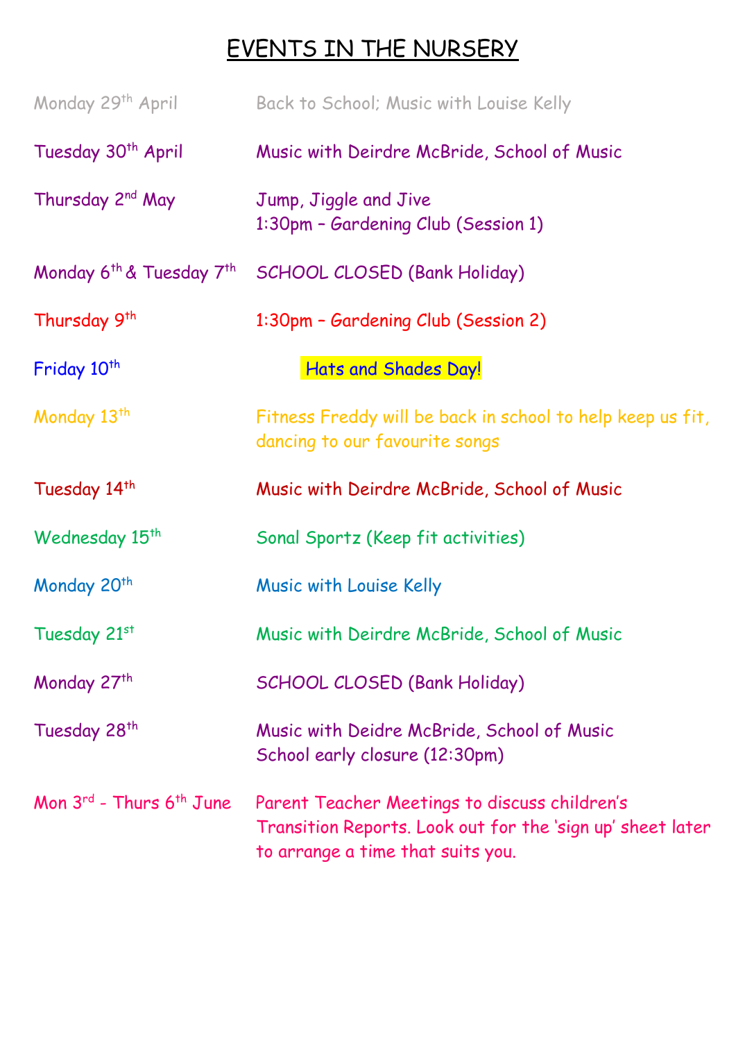# EVENTS IN THE NURSERY

| | |
|---|---|
| Monday 29th April | Back to School; Music with Louise Kelly |
| Tuesday 30th April | Music with Deirdre McBride, School of Music |
| Thursday 2nd May | Jump, Jiggle and Jive<br>1:30pm – Gardening Club (Session 1) |
| Monday 6th & Tuesday 7th | SCHOOL CLOSED (Bank Holiday) |
| Thursday 9th | 1:30pm – Gardening Club (Session 2) |
| Friday 10th | Hats and Shades Day! |
| Monday 13th | Fitness Freddy will be back in school to help keep us fit, dancing to our favourite songs |
| Tuesday 14th | Music with Deirdre McBride, School of Music |
| Wednesday 15th | Sonal Sportz (Keep fit activities) |
| Monday 20th | Music with Louise Kelly |
| Tuesday 21st | Music with Deirdre McBride, School of Music |
| Monday 27th | SCHOOL CLOSED (Bank Holiday) |
| Tuesday 28th | Music with Deidre McBride, School of Music<br>School early closure (12:30pm) |
| Mon 3rd - Thurs 6th June | Parent Teacher Meetings to discuss children's Transition Reports. Look out for the 'sign up' sheet later to arrange a time that suits you. |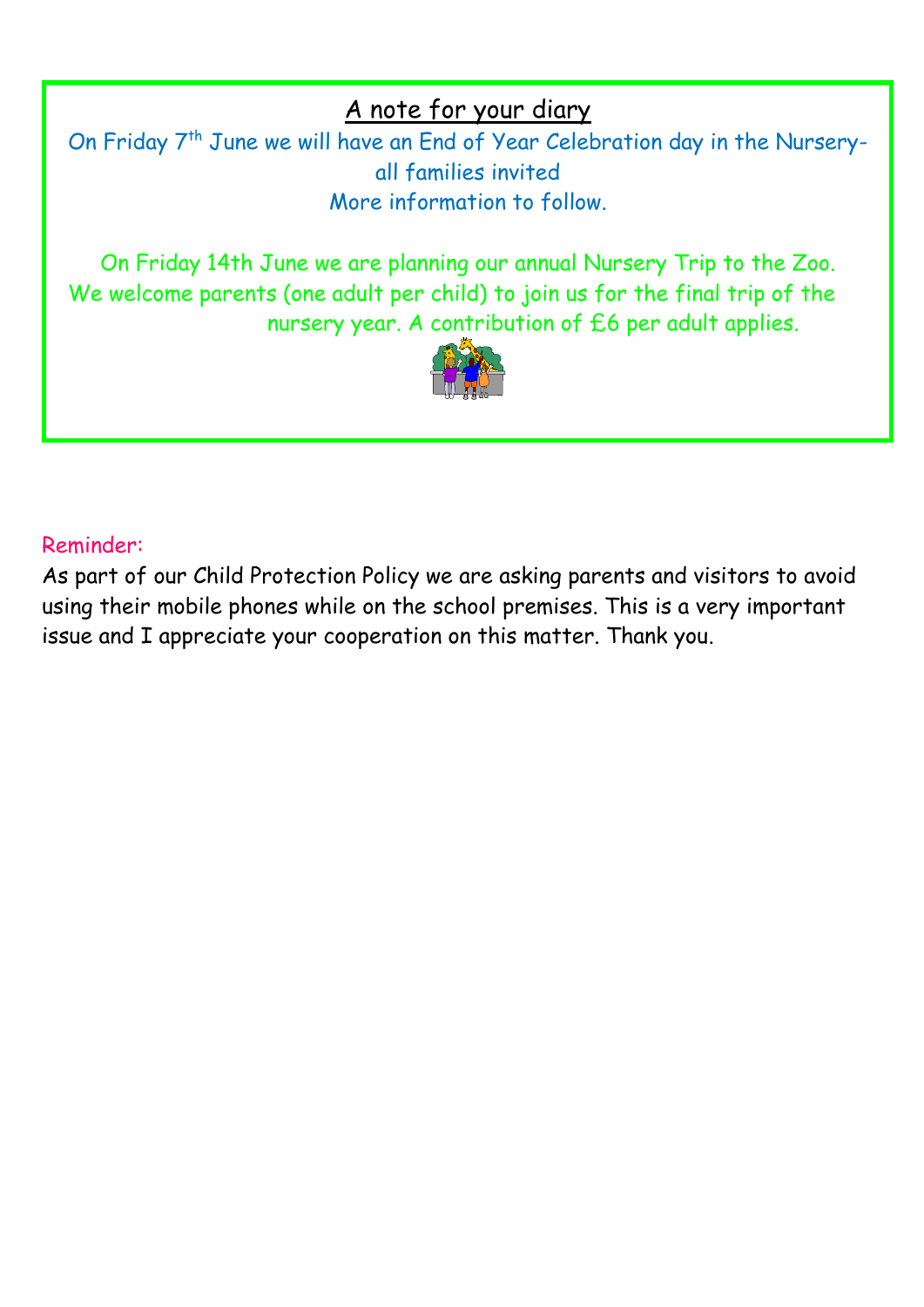## A note for your diary

On Friday 7th June we will have an End of Year Celebration day in the Nursery- all families invited

More information to follow.

On Friday 14th June we are planning our annual Nursery Trip to the Zoo. We welcome parents (one adult per child) to join us for the final trip of the nursery year. A contribution of £6 per adult applies.

Reminder:

As part of our Child Protection Policy we are asking parents and visitors to avoid using their mobile phones while on the school premises. This is a very important issue and I appreciate your cooperation on this matter. Thank you.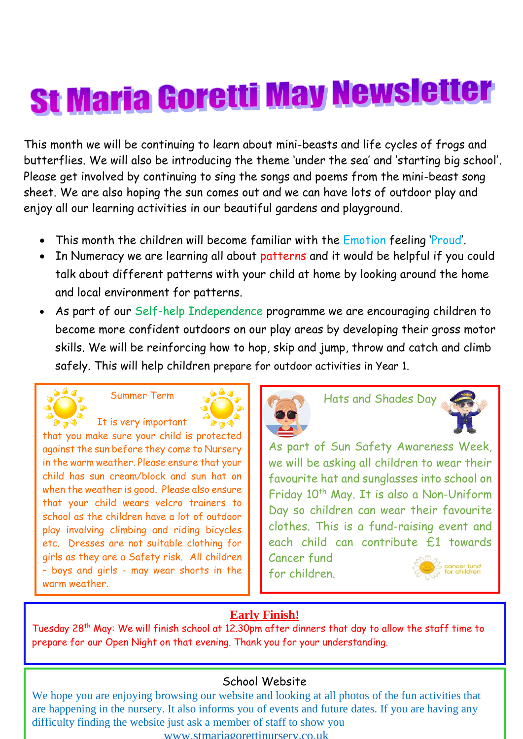# St Maria Goretti May Newsletter

This month we will be continuing to learn about mini-beasts and life cycles of frogs and butterflies. We will also be introducing the theme 'under the sea' and 'starting big school'. Please get involved by continuing to sing the songs and poems from the mini-beast song sheet. We are also hoping the sun comes out and we can have lots of outdoor play and enjoy all our learning activities in our beautiful gardens and playground.

- This month the children will become familiar with the Emotion feeling 'Proud'.
- In Numeracy we are learning all about patterns and it would be helpful if you could talk about different patterns with your child at home by looking around the home and local environment for patterns.
- As part of our Self-help Independence programme we are encouraging children to become more confident outdoors on our play areas by developing their gross motor skills. We will be reinforcing how to hop, skip and jump, throw and catch and climb safely. This will help children prepare for outdoor activities in Year 1.

## Summer Term

It is very important that you make sure your child is protected against the sun before they come to Nursery in the warm weather. Please ensure that your child has sun cream/block and sun hat on when the weather is good. Please also ensure that your child wears velcro trainers to school as the children have a lot of outdoor play involving climbing and riding bicycles etc. Dresses are not suitable clothing for girls as they are a Safety risk. All children – boys and girls - may wear shorts in the warm weather.

## Hats and Shades Day

As part of Sun Safety Awareness Week, we will be asking all children to wear their favourite hat and sunglasses into school on Friday 10th May. It is also a Non-Uniform Day so children can wear their favourite clothes. This is a fund-raising event and each child can contribute £1 towards Cancer fund for children.

cancer fund for children

## Early Finish!

Tuesday 28th May: We will finish school at 12.30pm after dinners that day to allow the staff time to prepare for our Open Night on that evening. Thank you for your understanding.

## School Website

We hope you are enjoying browsing our website and looking at all photos of the fun activities that are happening in the nursery. It also informs you of events and future dates. If you are having any difficulty finding the website just ask a member of staff to show you

www.stmariagorettinursery.co.uk